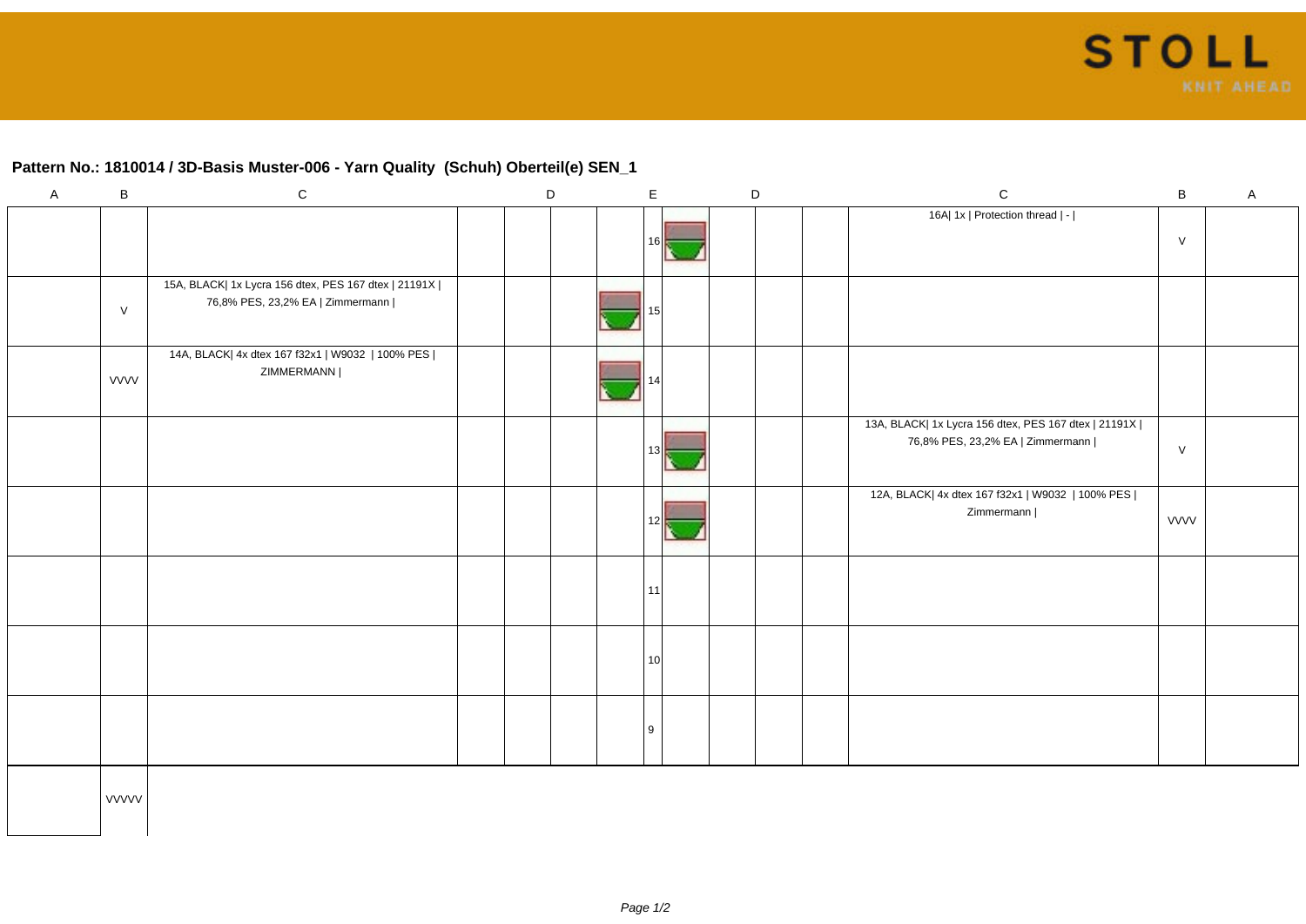**Pattern No.: 1810014 / 3D-Basis Muster-006 - Yarn Quality (Schuh) Oberteil(e) SEN_1**

| A | B | C | D | D | D | D | E | E | D | D | D | C | B | A |
|---|---|---|---|---|---|---|---|---|---|---|---|---|---|---|
| | | | | | | | 16 | | | | | 16A\| 1x \| Protection thread \| - \| | V | |
| | V | 15A, BLACK\| 1x Lycra 156 dtex, PES 167 dtex \| 21191X \| 76,8% PES, 23,2% EA \| Zimmermann \| | | | | | 15 | | | | | | | |
| | VVVV | 14A, BLACK\| 4x dtex 167 f32x1 \| W9032 \| 100% PES \| ZIMMERMANN \| | | | | | 14 | | | | | | | |
| | | | | | | | 13 | | | | | 13A, BLACK\| 1x Lycra 156 dtex, PES 167 dtex \| 21191X \| 76,8% PES, 23,2% EA \| Zimmermann \| | V | |
| | | | | | | | 12 | | | | | 12A, BLACK\| 4x dtex 167 f32x1 \| W9032 \| 100% PES \| Zimmermann \| | VVVV | |
| | | | | | | | 11 | | | | | | | |
| | | | | | | | 10 | | | | | | | |
| | | | | | | | 9 | | | | | | | |
| | VVVVV | | | | | | | | | | | | | |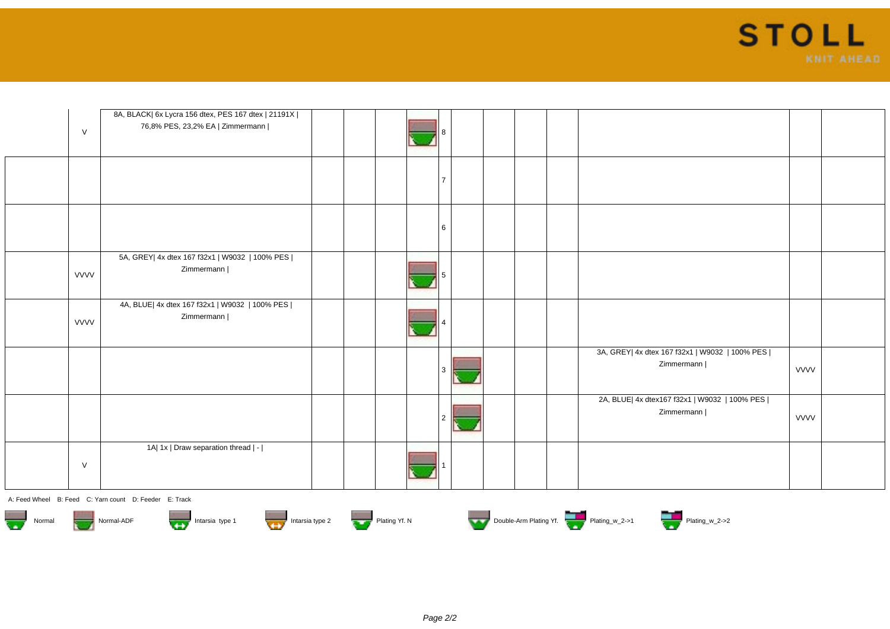| | | | | | | | | | | | | | |
|---|---|---|---|---|---|---|---|---|---|---|---|---|---|
| | V | 8A, BLACK\| 6x Lycra 156 dtex, PES 167 dtex \| 21191X \| 76,8% PES, 23,2% EA \| Zimmermann \| | | | | 8 | | | | | | | |
| | | | | | | 7 | | | | | | | |
| | | | | | | 6 | | | | | | | |
| | VVVV | 5A, GREY\| 4x dtex 167 f32x1 \| W9032 \| 100% PES \| Zimmermann \| | | | | 5 | | | | | | | |
| | VVVV | 4A, BLUE\| 4x dtex 167 f32x1 \| W9032 \| 100% PES \| Zimmermann \| | | | | 4 | | | | | | | |
| | | | | | | 3 | | | | | 3A, GREY\| 4x dtex 167 f32x1 \| W9032 \| 100% PES \| Zimmermann \| | VVVV | |
| | | | | | | 2 | | | | | 2A, BLUE\| 4x dtex167 f32x1 \| W9032 \| 100% PES \| Zimmermann \| | VVVV | |
| | V | 1A\| 1x \| Draw separation thread \| - \| | | | | 1 | | | | | | | |

A: Feed Wheel B: Feed C: Yarn count D: Feeder E: Track

Normal Normal-ADF Intarsia type 1 Intarsia type 2 Plating Yf. N Double-Arm Plating Yf. Plating_w_2->1 Plating_w_2->2